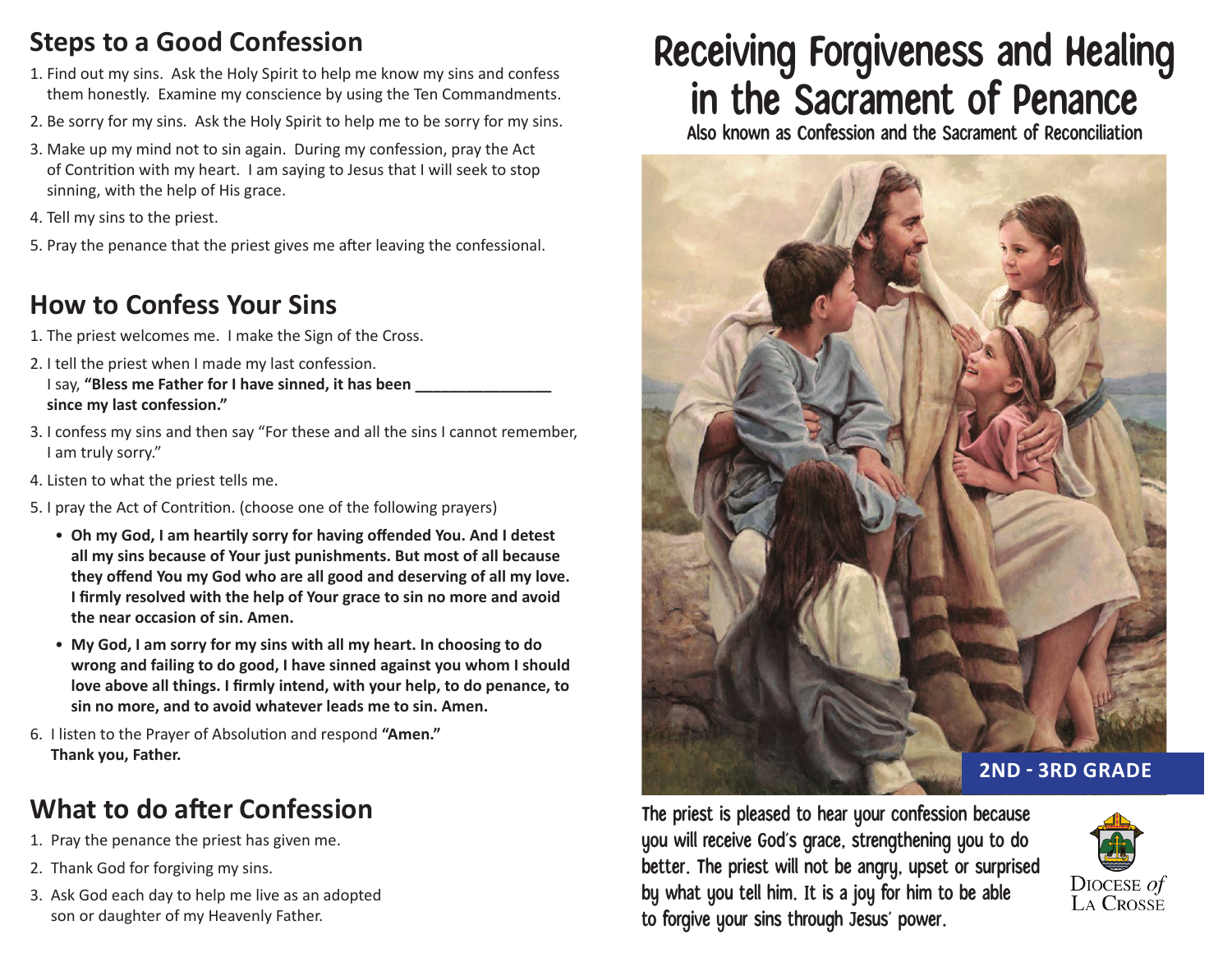## Steps to a Good Confession

1. Find out my sins. Ask the Holy Spirit to help me know my sins and confess them honestly. Examine my conscience by using the Ten Commandments.
2. Be sorry for my sins. Ask the Holy Spirit to help me to be sorry for my sins.
3. Make up my mind not to sin again. During my confession, pray the Act of Contrition with my heart. I am saying to Jesus that I will seek to stop sinning, with the help of His grace.
4. Tell my sins to the priest.
5. Pray the penance that the priest gives me after leaving the confessional.

## How to Confess Your Sins

1. The priest welcomes me. I make the Sign of the Cross.
2. I tell the priest when I made my last confession. I say, **"Bless me Father for I have sinned, it has been ________________ since my last confession."**
3. I confess my sins and then say "For these and all the sins I cannot remember, I am truly sorry."
4. Listen to what the priest tells me.
5. I pray the Act of Contrition. (choose one of the following prayers)
   - **Oh my God, I am heartily sorry for having offended You. And I detest all my sins because of Your just punishments. But most of all because they offend You my God who are all good and deserving of all my love. I firmly resolved with the help of Your grace to sin no more and avoid the near occasion of sin. Amen.**
   - **My God, I am sorry for my sins with all my heart. In choosing to do wrong and failing to do good, I have sinned against you whom I should love above all things. I firmly intend, with your help, to do penance, to sin no more, and to avoid whatever leads me to sin. Amen.**
6. I listen to the Prayer of Absolution and respond **"Amen."** **Thank you, Father.**

## What to do after Confession

1. Pray the penance the priest has given me.
2. Thank God for forgiving my sins.
3. Ask God each day to help me live as an adopted son or daughter of my Heavenly Father.

# Receiving Forgiveness and Healing in the Sacrament of Penance

Also known as Confession and the Sacrament of Reconciliation

**2ND - 3RD GRADE**

The priest is pleased to hear your confession because you will receive God's grace, strengthening you to do better. The priest will not be angry, upset or surprised by what you tell him. It is a joy for him to be able to forgive your sins through Jesus' power.

Diocese *of* La Crosse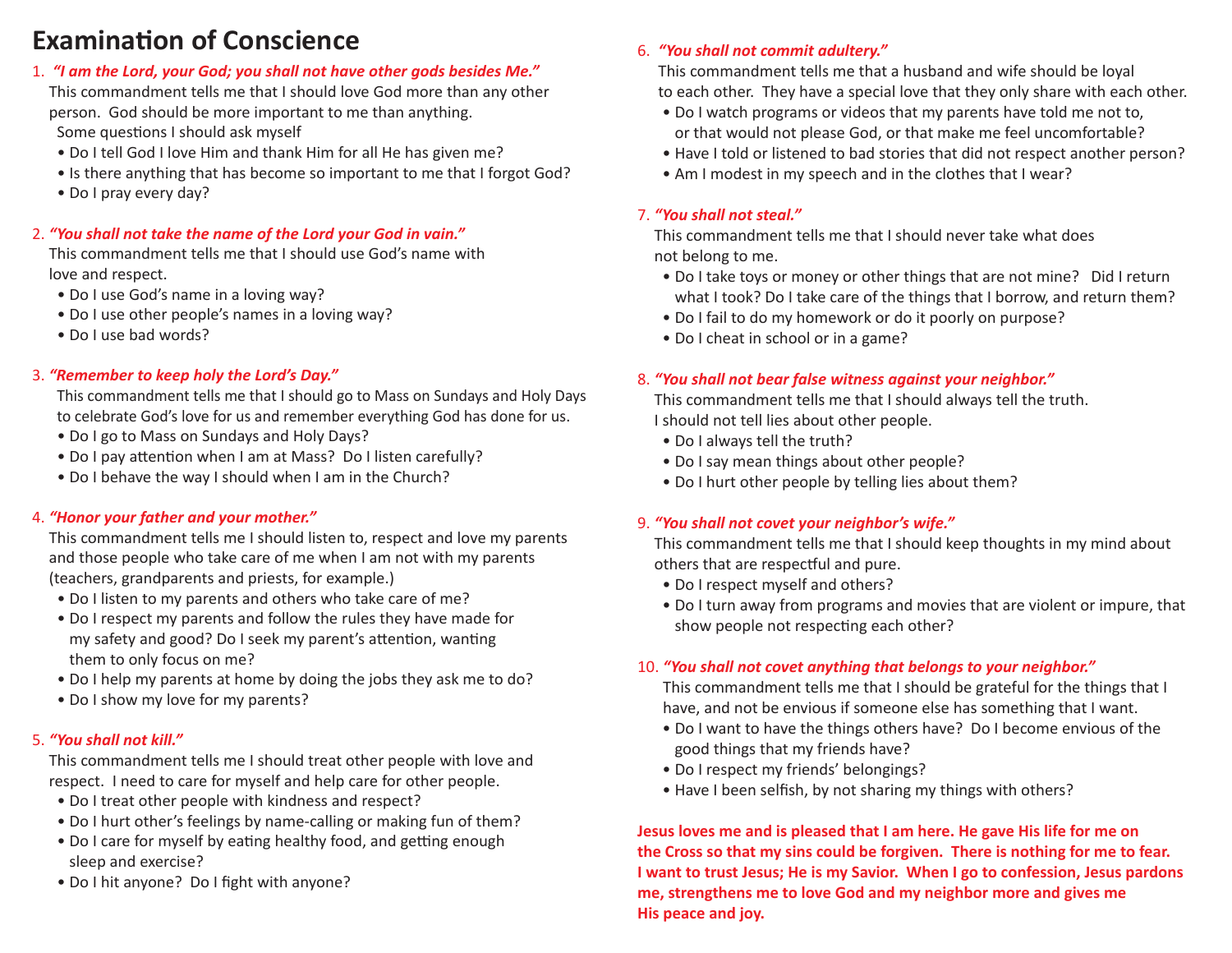# Examination of Conscience

1. ***"I am the Lord, your God; you shall not have other gods besides Me."***

   This commandment tells me that I should love God more than any other person. God should be more important to me than anything.

   Some questions I should ask myself
   - Do I tell God I love Him and thank Him for all He has given me?
   - Is there anything that has become so important to me that I forgot God?
   - Do I pray every day?

2. ***"You shall not take the name of the Lord your God in vain."***

   This commandment tells me that I should use God's name with love and respect.
   - Do I use God's name in a loving way?
   - Do I use other people's names in a loving way?
   - Do I use bad words?

3. ***"Remember to keep holy the Lord's Day."***

   This commandment tells me that I should go to Mass on Sundays and Holy Days to celebrate God's love for us and remember everything God has done for us.
   - Do I go to Mass on Sundays and Holy Days?
   - Do I pay attention when I am at Mass? Do I listen carefully?
   - Do I behave the way I should when I am in the Church?

4. ***"Honor your father and your mother."***

   This commandment tells me I should listen to, respect and love my parents and those people who take care of me when I am not with my parents (teachers, grandparents and priests, for example.)
   - Do I listen to my parents and others who take care of me?
   - Do I respect my parents and follow the rules they have made for my safety and good? Do I seek my parent's attention, wanting them to only focus on me?
   - Do I help my parents at home by doing the jobs they ask me to do?
   - Do I show my love for my parents?

5. ***"You shall not kill."***

   This commandment tells me I should treat other people with love and respect. I need to care for myself and help care for other people.
   - Do I treat other people with kindness and respect?
   - Do I hurt other's feelings by name-calling or making fun of them?
   - Do I care for myself by eating healthy food, and getting enough sleep and exercise?
   - Do I hit anyone? Do I fight with anyone?

6. ***"You shall not commit adultery."***

   This commandment tells me that a husband and wife should be loyal to each other. They have a special love that they only share with each other.
   - Do I watch programs or videos that my parents have told me not to, or that would not please God, or that make me feel uncomfortable?
   - Have I told or listened to bad stories that did not respect another person?
   - Am I modest in my speech and in the clothes that I wear?

7. ***"You shall not steal."***

   This commandment tells me that I should never take what does not belong to me.
   - Do I take toys or money or other things that are not mine? Did I return what I took? Do I take care of the things that I borrow, and return them?
   - Do I fail to do my homework or do it poorly on purpose?
   - Do I cheat in school or in a game?

8. ***"You shall not bear false witness against your neighbor."***

   This commandment tells me that I should always tell the truth. I should not tell lies about other people.
   - Do I always tell the truth?
   - Do I say mean things about other people?
   - Do I hurt other people by telling lies about them?

9. ***"You shall not covet your neighbor's wife."***

   This commandment tells me that I should keep thoughts in my mind about others that are respectful and pure.
   - Do I respect myself and others?
   - Do I turn away from programs and movies that are violent or impure, that show people not respecting each other?

10. ***"You shall not covet anything that belongs to your neighbor."***

    This commandment tells me that I should be grateful for the things that I have, and not be envious if someone else has something that I want.
    - Do I want to have the things others have? Do I become envious of the good things that my friends have?
    - Do I respect my friends' belongings?
    - Have I been selfish, by not sharing my things with others?

**Jesus loves me and is pleased that I am here. He gave His life for me on the Cross so that my sins could be forgiven. There is nothing for me to fear. I want to trust Jesus; He is my Savior. When I go to confession, Jesus pardons me, strengthens me to love God and my neighbor more and gives me His peace and joy.**